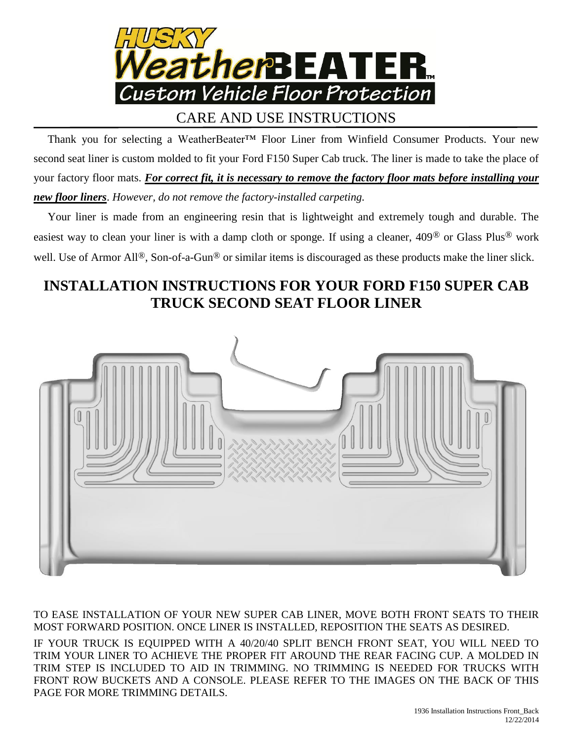# HUSKY WeatherBEATER™

Custom Vehicle Floor Protection

## CARE AND USE INSTRUCTIONS

Thank you for selecting a WeatherBeater™ Floor Liner from Winfield Consumer Products. Your new second seat liner is custom molded to fit your Ford F150 Super Cab truck. The liner is made to take the place of your factory floor mats. ***For correct fit, it is necessary to remove the factory floor mats before installing your new floor liners****. However, do not remove the factory-installed carpeting.*

Your liner is made from an engineering resin that is lightweight and extremely tough and durable. The easiest way to clean your liner is with a damp cloth or sponge. If using a cleaner, 409® or Glass Plus® work well. Use of Armor All®, Son-of-a-Gun® or similar items is discouraged as these products make the liner slick.

## INSTALLATION INSTRUCTIONS FOR YOUR FORD F150 SUPER CAB TRUCK SECOND SEAT FLOOR LINER

TO EASE INSTALLATION OF YOUR NEW SUPER CAB LINER, MOVE BOTH FRONT SEATS TO THEIR MOST FORWARD POSITION. ONCE LINER IS INSTALLED, REPOSITION THE SEATS AS DESIRED.

IF YOUR TRUCK IS EQUIPPED WITH A 40/20/40 SPLIT BENCH FRONT SEAT, YOU WILL NEED TO TRIM YOUR LINER TO ACHIEVE THE PROPER FIT AROUND THE REAR FACING CUP. A MOLDED IN TRIM STEP IS INCLUDED TO AID IN TRIMMING. NO TRIMMING IS NEEDED FOR TRUCKS WITH FRONT ROW BUCKETS AND A CONSOLE. PLEASE REFER TO THE IMAGES ON THE BACK OF THIS PAGE FOR MORE TRIMMING DETAILS.

1936 Installation Instructions Front_Back
12/22/2014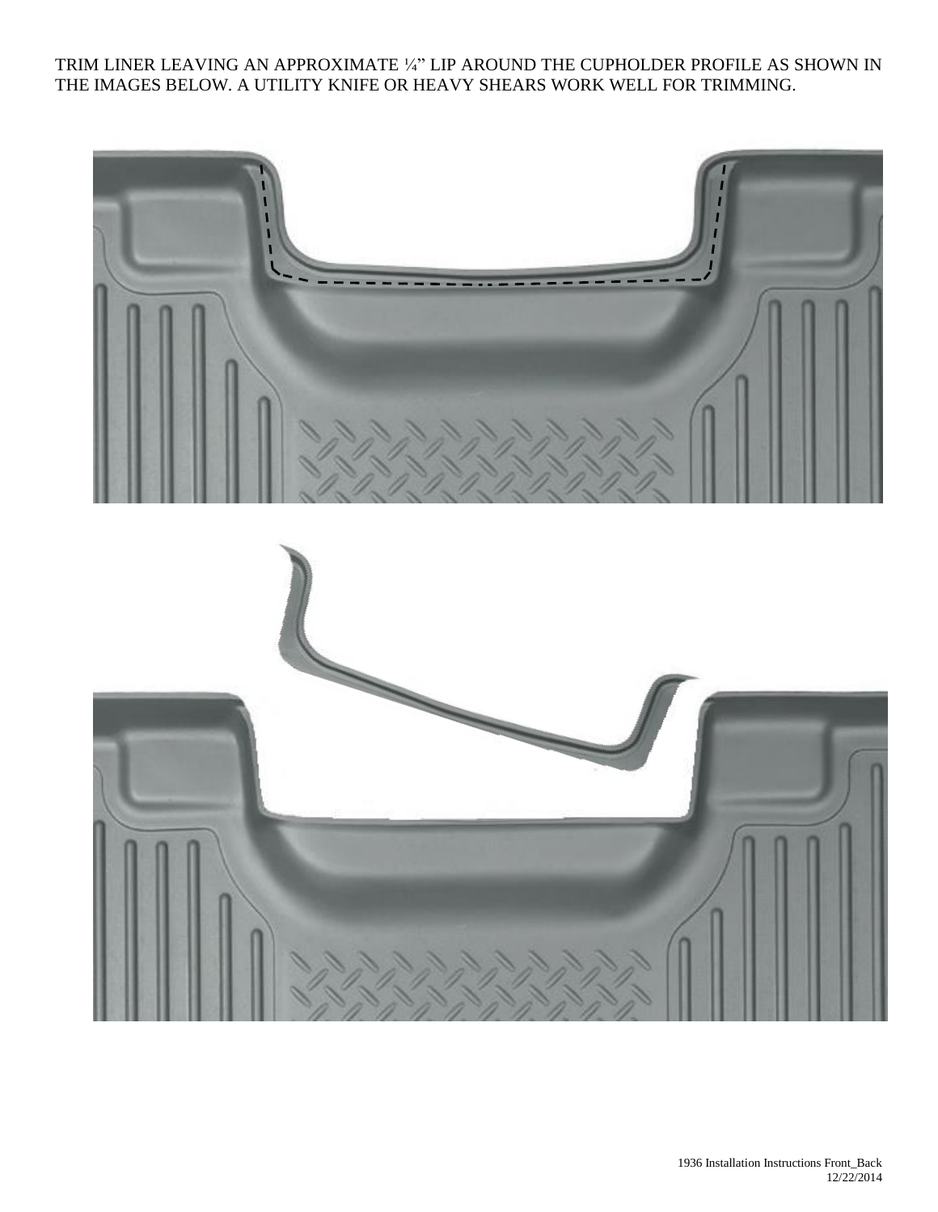TRIM LINER LEAVING AN APPROXIMATE ¼" LIP AROUND THE CUPHOLDER PROFILE AS SHOWN IN THE IMAGES BELOW. A UTILITY KNIFE OR HEAVY SHEARS WORK WELL FOR TRIMMING.

1936 Installation Instructions Front_Back
12/22/2014